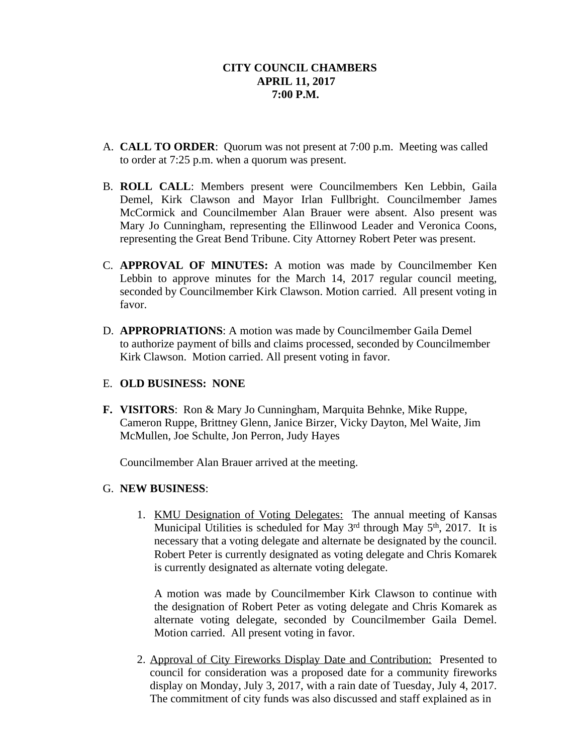**CITY COUNCIL CHAMBERS**
**APRIL 11, 2017**
**7:00 P.M.**

A. **CALL TO ORDER**: Quorum was not present at 7:00 p.m. Meeting was called to order at 7:25 p.m. when a quorum was present.

B. **ROLL CALL**: Members present were Councilmembers Ken Lebbin, Gaila Demel, Kirk Clawson and Mayor Irlan Fullbright. Councilmember James McCormick and Councilmember Alan Brauer were absent. Also present was Mary Jo Cunningham, representing the Ellinwood Leader and Veronica Coons, representing the Great Bend Tribune. City Attorney Robert Peter was present.

C. **APPROVAL OF MINUTES:** A motion was made by Councilmember Ken Lebbin to approve minutes for the March 14, 2017 regular council meeting, seconded by Councilmember Kirk Clawson. Motion carried. All present voting in favor.

D. **APPROPRIATIONS**: A motion was made by Councilmember Gaila Demel to authorize payment of bills and claims processed, seconded by Councilmember Kirk Clawson. Motion carried. All present voting in favor.

E. **OLD BUSINESS: NONE**

**F. VISITORS**: Ron & Mary Jo Cunningham, Marquita Behnke, Mike Ruppe, Cameron Ruppe, Brittney Glenn, Janice Birzer, Vicky Dayton, Mel Waite, Jim McMullen, Joe Schulte, Jon Perron, Judy Hayes

Councilmember Alan Brauer arrived at the meeting.

G. **NEW BUSINESS**:

1. KMU Designation of Voting Delegates: The annual meeting of Kansas Municipal Utilities is scheduled for May 3rd through May 5th, 2017. It is necessary that a voting delegate and alternate be designated by the council. Robert Peter is currently designated as voting delegate and Chris Komarek is currently designated as alternate voting delegate.

   A motion was made by Councilmember Kirk Clawson to continue with the designation of Robert Peter as voting delegate and Chris Komarek as alternate voting delegate, seconded by Councilmember Gaila Demel. Motion carried. All present voting in favor.

2. Approval of City Fireworks Display Date and Contribution: Presented to council for consideration was a proposed date for a community fireworks display on Monday, July 3, 2017, with a rain date of Tuesday, July 4, 2017. The commitment of city funds was also discussed and staff explained as in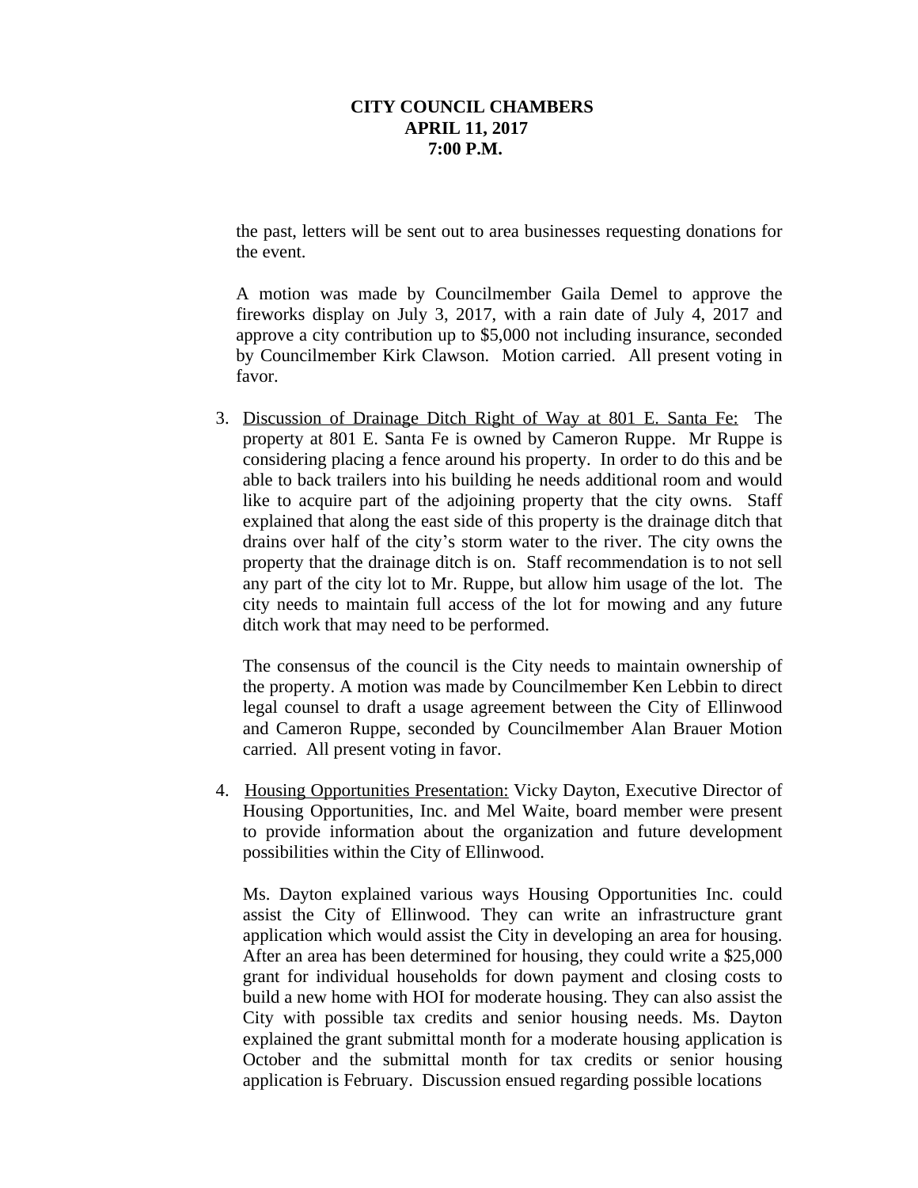**CITY COUNCIL CHAMBERS**
**APRIL 11, 2017**
**7:00 P.M.**

the past, letters will be sent out to area businesses requesting donations for the event.

A motion was made by Councilmember Gaila Demel to approve the fireworks display on July 3, 2017, with a rain date of July 4, 2017 and approve a city contribution up to $5,000 not including insurance, seconded by Councilmember Kirk Clawson. Motion carried. All present voting in favor.

3. <u>Discussion of Drainage Ditch Right of Way at 801 E. Santa Fe:</u> The property at 801 E. Santa Fe is owned by Cameron Ruppe. Mr Ruppe is considering placing a fence around his property. In order to do this and be able to back trailers into his building he needs additional room and would like to acquire part of the adjoining property that the city owns. Staff explained that along the east side of this property is the drainage ditch that drains over half of the city's storm water to the river. The city owns the property that the drainage ditch is on. Staff recommendation is to not sell any part of the city lot to Mr. Ruppe, but allow him usage of the lot. The city needs to maintain full access of the lot for mowing and any future ditch work that may need to be performed.

   The consensus of the council is the City needs to maintain ownership of the property. A motion was made by Councilmember Ken Lebbin to direct legal counsel to draft a usage agreement between the City of Ellinwood and Cameron Ruppe, seconded by Councilmember Alan Brauer Motion carried. All present voting in favor.

4. <u>Housing Opportunities Presentation:</u> Vicky Dayton, Executive Director of Housing Opportunities, Inc. and Mel Waite, board member were present to provide information about the organization and future development possibilities within the City of Ellinwood.

   Ms. Dayton explained various ways Housing Opportunities Inc. could assist the City of Ellinwood. They can write an infrastructure grant application which would assist the City in developing an area for housing. After an area has been determined for housing, they could write a $25,000 grant for individual households for down payment and closing costs to build a new home with HOI for moderate housing. They can also assist the City with possible tax credits and senior housing needs. Ms. Dayton explained the grant submittal month for a moderate housing application is October and the submittal month for tax credits or senior housing application is February. Discussion ensued regarding possible locations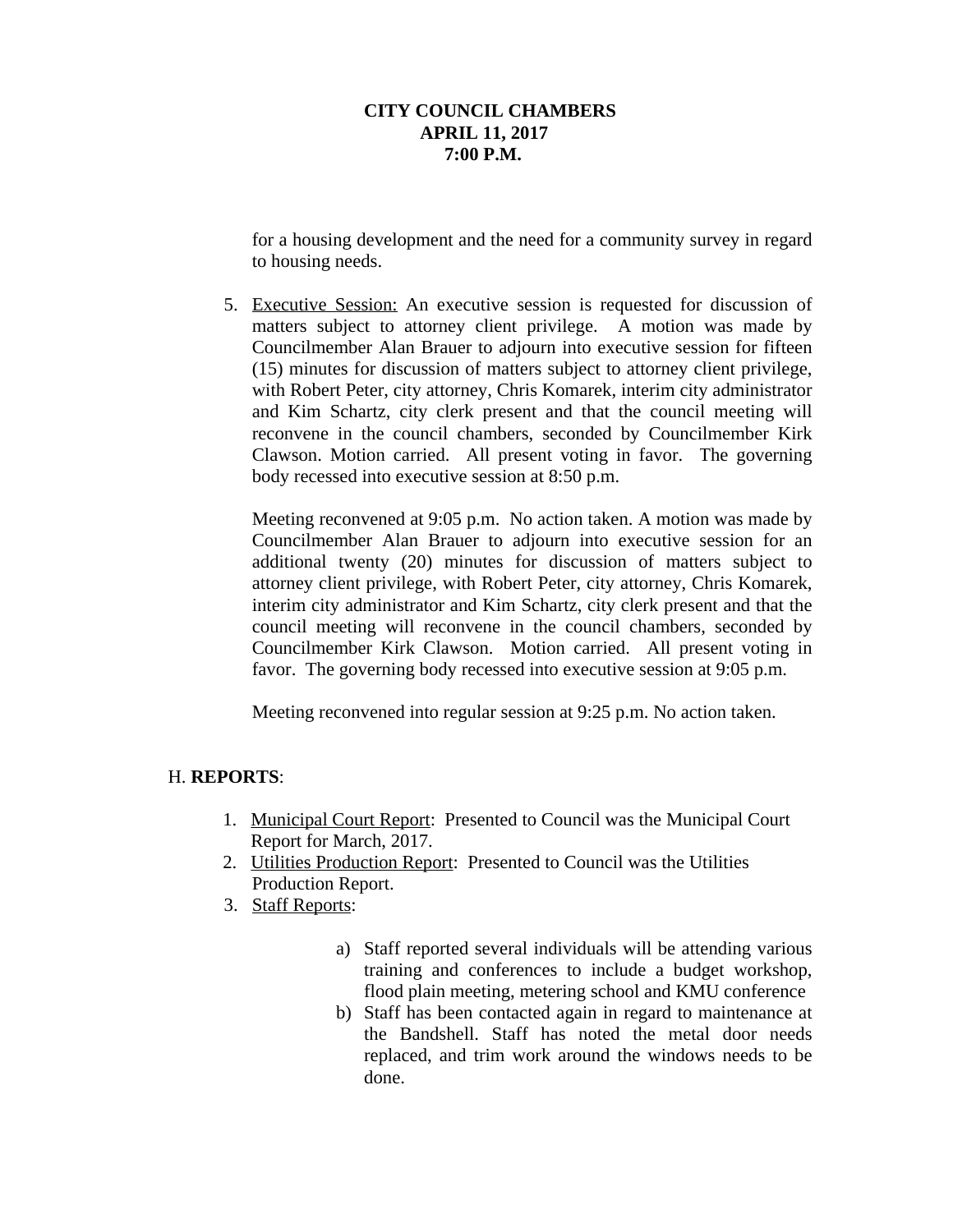**CITY COUNCIL CHAMBERS**
**APRIL 11, 2017**
**7:00 P.M.**

for a housing development and the need for a community survey in regard to housing needs.

5. Executive Session: An executive session is requested for discussion of matters subject to attorney client privilege. A motion was made by Councilmember Alan Brauer to adjourn into executive session for fifteen (15) minutes for discussion of matters subject to attorney client privilege, with Robert Peter, city attorney, Chris Komarek, interim city administrator and Kim Schartz, city clerk present and that the council meeting will reconvene in the council chambers, seconded by Councilmember Kirk Clawson. Motion carried. All present voting in favor. The governing body recessed into executive session at 8:50 p.m.

   Meeting reconvened at 9:05 p.m. No action taken. A motion was made by Councilmember Alan Brauer to adjourn into executive session for an additional twenty (20) minutes for discussion of matters subject to attorney client privilege, with Robert Peter, city attorney, Chris Komarek, interim city administrator and Kim Schartz, city clerk present and that the council meeting will reconvene in the council chambers, seconded by Councilmember Kirk Clawson. Motion carried. All present voting in favor. The governing body recessed into executive session at 9:05 p.m.

   Meeting reconvened into regular session at 9:25 p.m. No action taken.

H. **REPORTS**:

1. Municipal Court Report: Presented to Council was the Municipal Court Report for March, 2017.
2. Utilities Production Report: Presented to Council was the Utilities Production Report.
3. Staff Reports:

   a) Staff reported several individuals will be attending various training and conferences to include a budget workshop, flood plain meeting, metering school and KMU conference
   b) Staff has been contacted again in regard to maintenance at the Bandshell. Staff has noted the metal door needs replaced, and trim work around the windows needs to be done.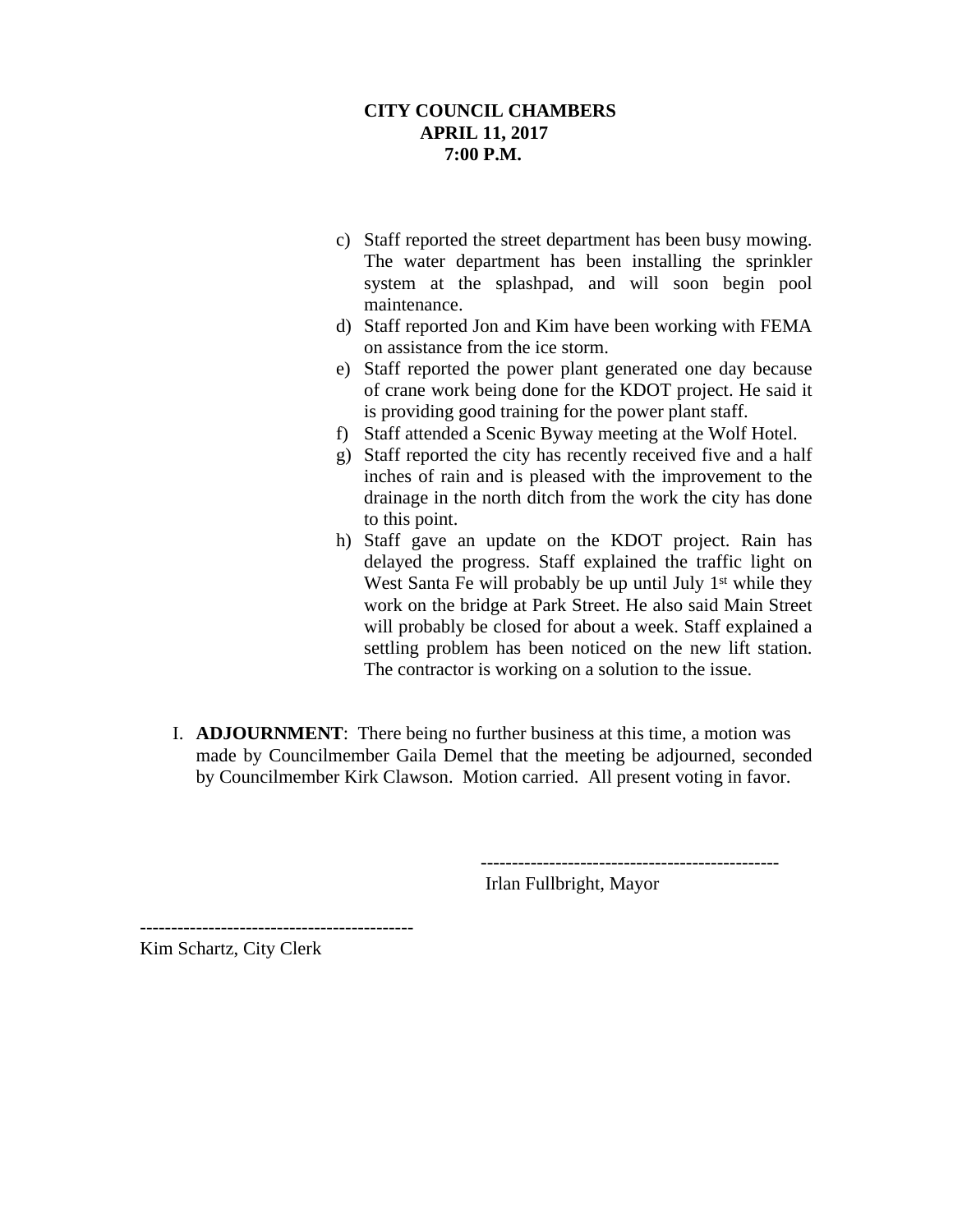**CITY COUNCIL CHAMBERS**
**APRIL 11, 2017**
**7:00 P.M.**

c) Staff reported the street department has been busy mowing. The water department has been installing the sprinkler system at the splashpad, and will soon begin pool maintenance.
d) Staff reported Jon and Kim have been working with FEMA on assistance from the ice storm.
e) Staff reported the power plant generated one day because of crane work being done for the KDOT project. He said it is providing good training for the power plant staff.
f) Staff attended a Scenic Byway meeting at the Wolf Hotel.
g) Staff reported the city has recently received five and a half inches of rain and is pleased with the improvement to the drainage in the north ditch from the work the city has done to this point.
h) Staff gave an update on the KDOT project. Rain has delayed the progress. Staff explained the traffic light on West Santa Fe will probably be up until July 1st while they work on the bridge at Park Street. He also said Main Street will probably be closed for about a week. Staff explained a settling problem has been noticed on the new lift station. The contractor is working on a solution to the issue.

I. **ADJOURNMENT**: There being no further business at this time, a motion was made by Councilmember Gaila Demel that the meeting be adjourned, seconded by Councilmember Kirk Clawson. Motion carried. All present voting in favor.

------------------------------------------------
Irlan Fullbright, Mayor

--------------------------------------------
Kim Schartz, City Clerk